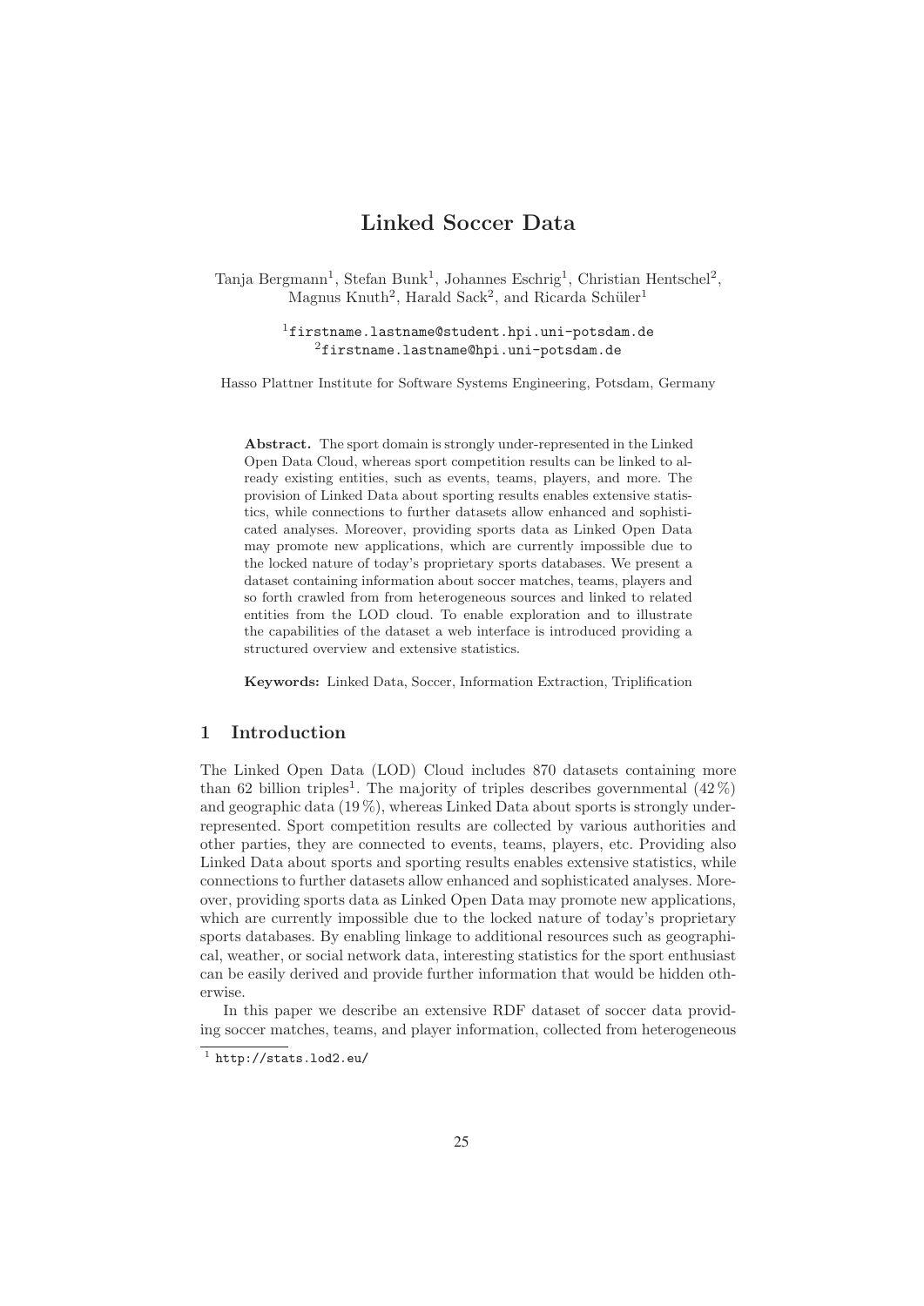# Linked Soccer Data

Tanja Bergmann[1], Stefan Bunk[1], Johannes Eschrig[1], Christian Hentschel[2], Magnus Knuth[2], Harald Sack[2], and Ricarda Schüler[1]

[1]firstname.lastname@student.hpi.uni-potsdam.de
[2]firstname.lastname@hpi.uni-potsdam.de

Hasso Plattner Institute for Software Systems Engineering, Potsdam, Germany

**Abstract.** The sport domain is strongly under-represented in the Linked Open Data Cloud, whereas sport competition results can be linked to already existing entities, such as events, teams, players, and more. The provision of Linked Data about sporting results enables extensive statistics, while connections to further datasets allow enhanced and sophisticated analyses. Moreover, providing sports data as Linked Open Data may promote new applications, which are currently impossible due to the locked nature of today's proprietary sports databases. We present a dataset containing information about soccer matches, teams, players and so forth crawled from from heterogeneous sources and linked to related entities from the LOD cloud. To enable exploration and to illustrate the capabilities of the dataset a web interface is introduced providing a structured overview and extensive statistics.

**Keywords:** Linked Data, Soccer, Information Extraction, Triplification

## 1 Introduction

The Linked Open Data (LOD) Cloud includes 870 datasets containing more than 62 billion triples[1]. The majority of triples describes governmental (42 %) and geographic data (19 %), whereas Linked Data about sports is strongly under-represented. Sport competition results are collected by various authorities and other parties, they are connected to events, teams, players, etc. Providing also Linked Data about sports and sporting results enables extensive statistics, while connections to further datasets allow enhanced and sophisticated analyses. Moreover, providing sports data as Linked Open Data may promote new applications, which are currently impossible due to the locked nature of today's proprietary sports databases. By enabling linkage to additional resources such as geographical, weather, or social network data, interesting statistics for the sport enthusiast can be easily derived and provide further information that would be hidden otherwise.

In this paper we describe an extensive RDF dataset of soccer data providing soccer matches, teams, and player information, collected from heterogeneous

[1] http://stats.lod2.eu/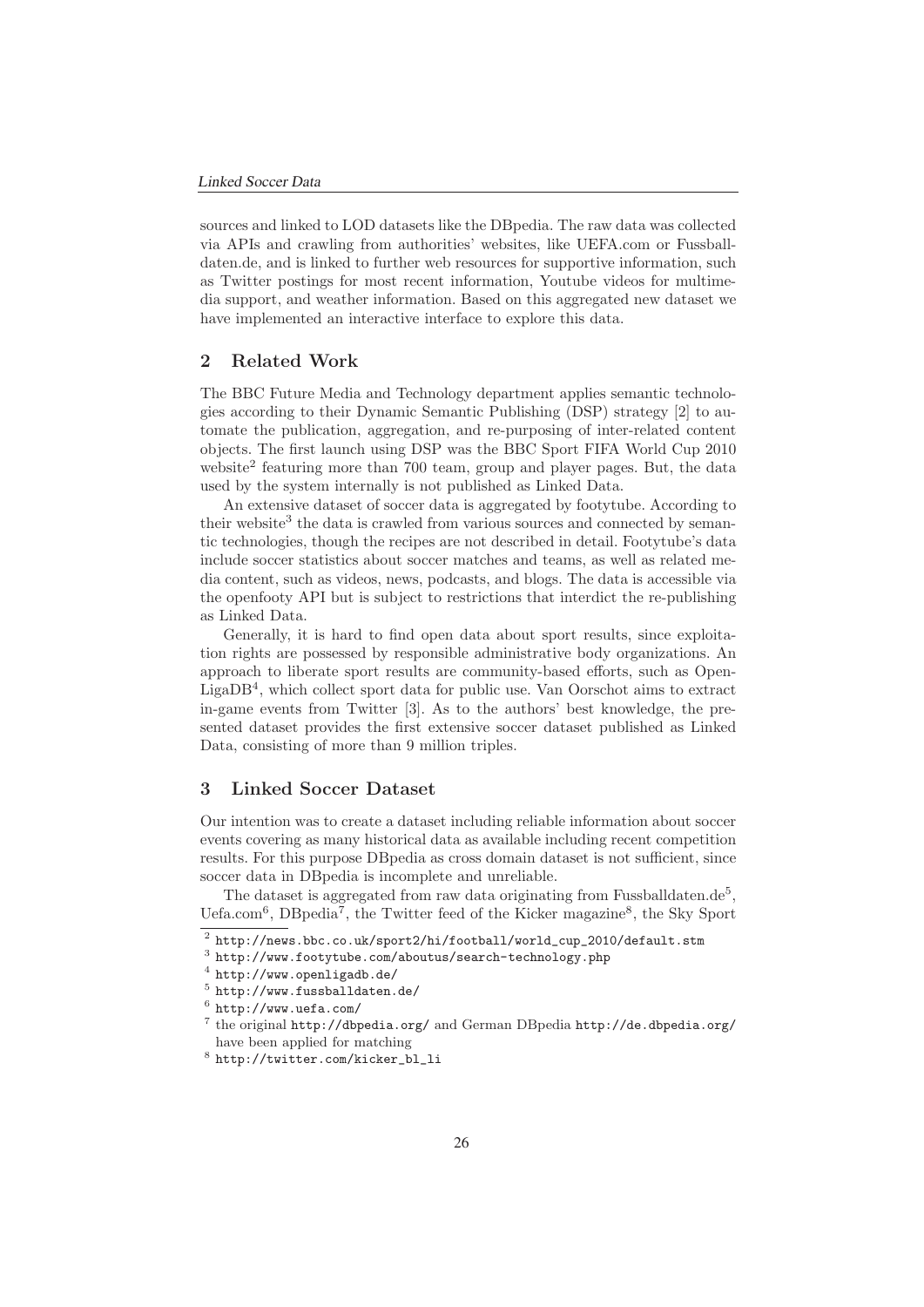sources and linked to LOD datasets like the DBpedia. The raw data was collected via APIs and crawling from authorities' websites, like UEFA.com or Fussballdaten.de, and is linked to further web resources for supportive information, such as Twitter postings for most recent information, Youtube videos for multimedia support, and weather information. Based on this aggregated new dataset we have implemented an interactive interface to explore this data.

## 2 Related Work

The BBC Future Media and Technology department applies semantic technologies according to their Dynamic Semantic Publishing (DSP) strategy [2] to automate the publication, aggregation, and re-purposing of inter-related content objects. The first launch using DSP was the BBC Sport FIFA World Cup 2010 website[2] featuring more than 700 team, group and player pages. But, the data used by the system internally is not published as Linked Data.

An extensive dataset of soccer data is aggregated by footytube. According to their website[3] the data is crawled from various sources and connected by semantic technologies, though the recipes are not described in detail. Footytube's data include soccer statistics about soccer matches and teams, as well as related media content, such as videos, news, podcasts, and blogs. The data is accessible via the openfooty API but is subject to restrictions that interdict the re-publishing as Linked Data.

Generally, it is hard to find open data about sport results, since exploitation rights are possessed by responsible administrative body organizations. An approach to liberate sport results are community-based efforts, such as OpenLigaDB[4], which collect sport data for public use. Van Oorschot aims to extract in-game events from Twitter [3]. As to the authors' best knowledge, the presented dataset provides the first extensive soccer dataset published as Linked Data, consisting of more than 9 million triples.

## 3 Linked Soccer Dataset

Our intention was to create a dataset including reliable information about soccer events covering as many historical data as available including recent competition results. For this purpose DBpedia as cross domain dataset is not sufficient, since soccer data in DBpedia is incomplete and unreliable.

The dataset is aggregated from raw data originating from Fussballdaten.de[5], Uefa.com[6], DBpedia[7], the Twitter feed of the Kicker magazine[8], the Sky Sport

[2] http://news.bbc.co.uk/sport2/hi/football/world_cup_2010/default.stm

[3] http://www.footytube.com/aboutus/search-technology.php

[4] http://www.openligadb.de/

[5] http://www.fussballdaten.de/

[6] http://www.uefa.com/

[7] the original http://dbpedia.org/ and German DBpedia http://de.dbpedia.org/ have been applied for matching

[8] http://twitter.com/kicker_bl_li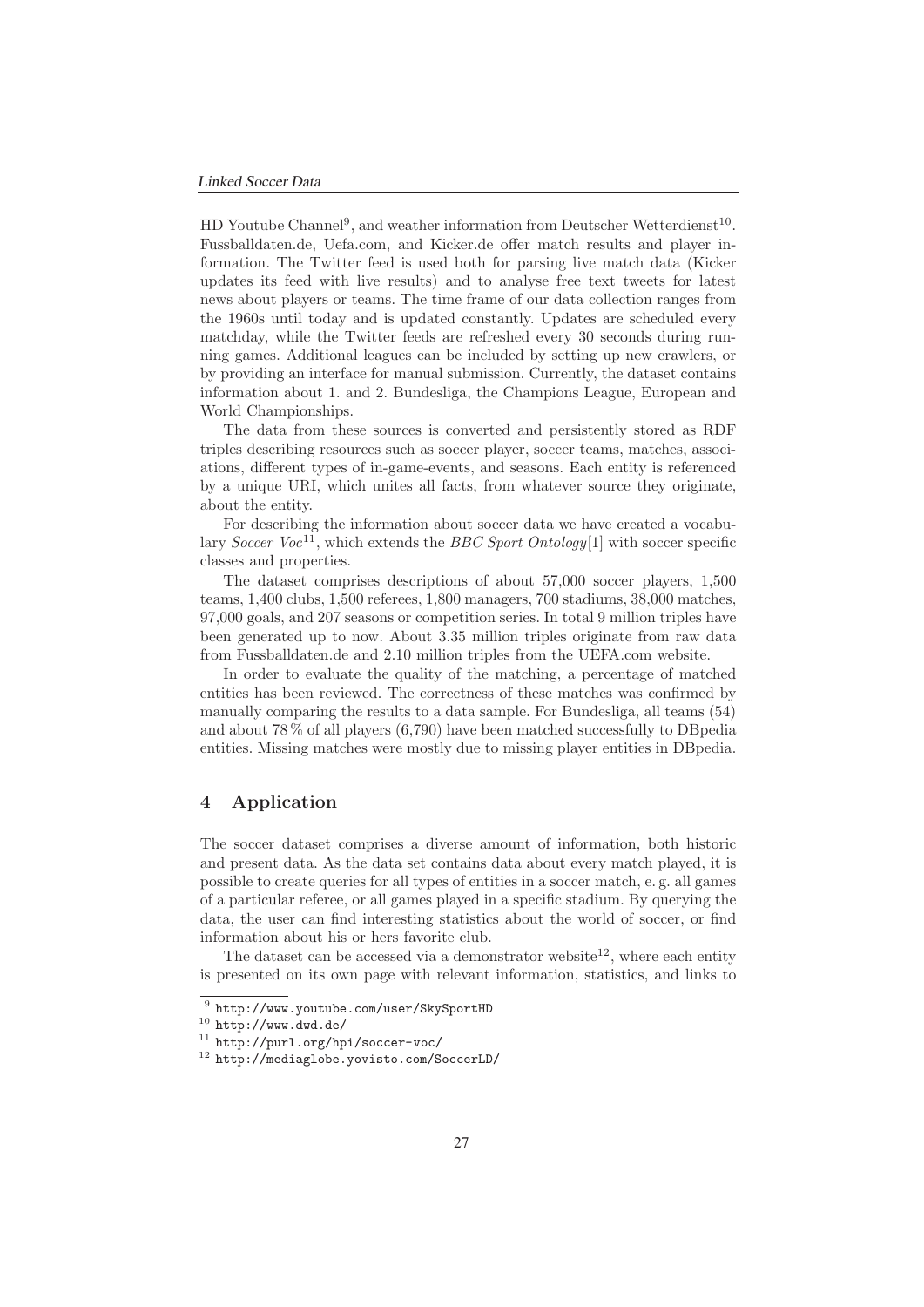HD Youtube Channel[9], and weather information from Deutscher Wetterdienst[10]. Fussballdaten.de, Uefa.com, and Kicker.de offer match results and player information. The Twitter feed is used both for parsing live match data (Kicker updates its feed with live results) and to analyse free text tweets for latest news about players or teams. The time frame of our data collection ranges from the 1960s until today and is updated constantly. Updates are scheduled every matchday, while the Twitter feeds are refreshed every 30 seconds during running games. Additional leagues can be included by setting up new crawlers, or by providing an interface for manual submission. Currently, the dataset contains information about 1. and 2. Bundesliga, the Champions League, European and World Championships.

The data from these sources is converted and persistently stored as RDF triples describing resources such as soccer player, soccer teams, matches, associations, different types of in-game-events, and seasons. Each entity is referenced by a unique URI, which unites all facts, from whatever source they originate, about the entity.

For describing the information about soccer data we have created a vocabulary *Soccer Voc*[11], which extends the *BBC Sport Ontology*[1] with soccer specific classes and properties.

The dataset comprises descriptions of about 57,000 soccer players, 1,500 teams, 1,400 clubs, 1,500 referees, 1,800 managers, 700 stadiums, 38,000 matches, 97,000 goals, and 207 seasons or competition series. In total 9 million triples have been generated up to now. About 3.35 million triples originate from raw data from Fussballdaten.de and 2.10 million triples from the UEFA.com website.

In order to evaluate the quality of the matching, a percentage of matched entities has been reviewed. The correctness of these matches was confirmed by manually comparing the results to a data sample. For Bundesliga, all teams (54) and about 78 % of all players (6,790) have been matched successfully to DBpedia entities. Missing matches were mostly due to missing player entities in DBpedia.

## 4 Application

The soccer dataset comprises a diverse amount of information, both historic and present data. As the data set contains data about every match played, it is possible to create queries for all types of entities in a soccer match, e. g. all games of a particular referee, or all games played in a specific stadium. By querying the data, the user can find interesting statistics about the world of soccer, or find information about his or hers favorite club.

The dataset can be accessed via a demonstrator website[12], where each entity is presented on its own page with relevant information, statistics, and links to

---

[9] http://www.youtube.com/user/SkySportHD

[10] http://www.dwd.de/

[11] http://purl.org/hpi/soccer-voc/

[12] http://mediaglobe.yovisto.com/SoccerLD/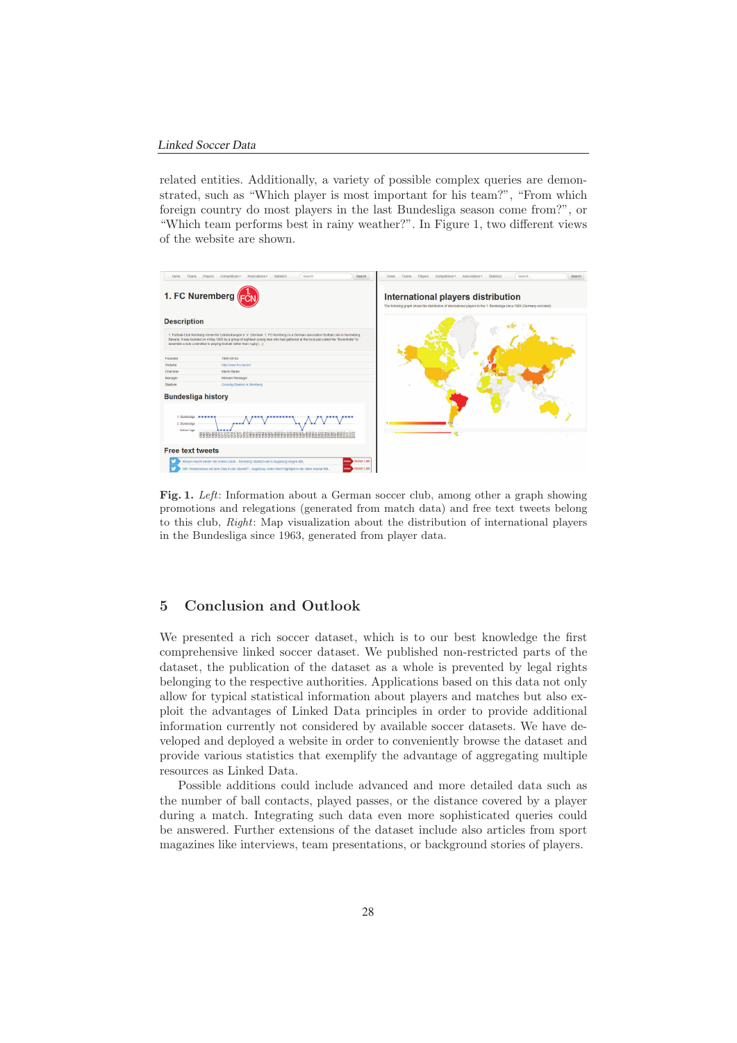related entities. Additionally, a variety of possible complex queries are demonstrated, such as "Which player is most important for his team?", "From which foreign country do most players in the last Bundesliga season come from?", or "Which team performs best in rainy weather?". In Figure 1, two different views of the website are shown.

**Fig. 1.** *Left*: Information about a German soccer club, among other a graph showing promotions and relegations (generated from match data) and free text tweets belong to this club, *Right*: Map visualization about the distribution of international players in the Bundesliga since 1963, generated from player data.

## 5 Conclusion and Outlook

We presented a rich soccer dataset, which is to our best knowledge the first comprehensive linked soccer dataset. We published non-restricted parts of the dataset, the publication of the dataset as a whole is prevented by legal rights belonging to the respective authorities. Applications based on this data not only allow for typical statistical information about players and matches but also exploit the advantages of Linked Data principles in order to provide additional information currently not considered by available soccer datasets. We have developed and deployed a website in order to conveniently browse the dataset and provide various statistics that exemplify the advantage of aggregating multiple resources as Linked Data.

Possible additions could include advanced and more detailed data such as the number of ball contacts, played passes, or the distance covered by a player during a match. Integrating such data even more sophisticated queries could be answered. Further extensions of the dataset include also articles from sport magazines like interviews, team presentations, or background stories of players.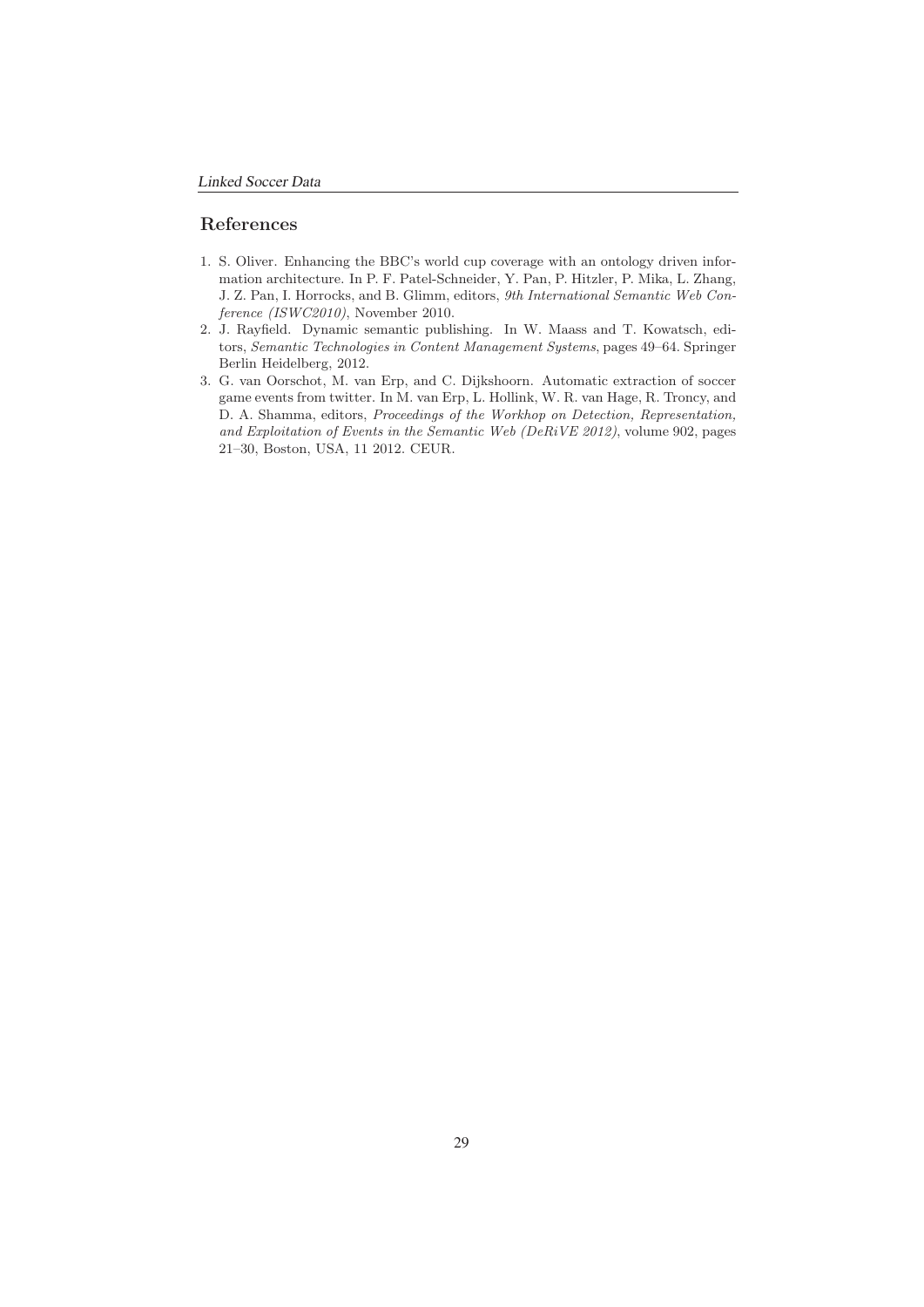## References

1. S. Oliver. Enhancing the BBC's world cup coverage with an ontology driven information architecture. In P. F. Patel-Schneider, Y. Pan, P. Hitzler, P. Mika, L. Zhang, J. Z. Pan, I. Horrocks, and B. Glimm, editors, *9th International Semantic Web Conference (ISWC2010)*, November 2010.
2. J. Rayfield. Dynamic semantic publishing. In W. Maass and T. Kowatsch, editors, *Semantic Technologies in Content Management Systems*, pages 49–64. Springer Berlin Heidelberg, 2012.
3. G. van Oorschot, M. van Erp, and C. Dijkshoorn. Automatic extraction of soccer game events from twitter. In M. van Erp, L. Hollink, W. R. van Hage, R. Troncy, and D. A. Shamma, editors, *Proceedings of the Workhop on Detection, Representation, and Exploitation of Events in the Semantic Web (DeRiVE 2012)*, volume 902, pages 21–30, Boston, USA, 11 2012. CEUR.